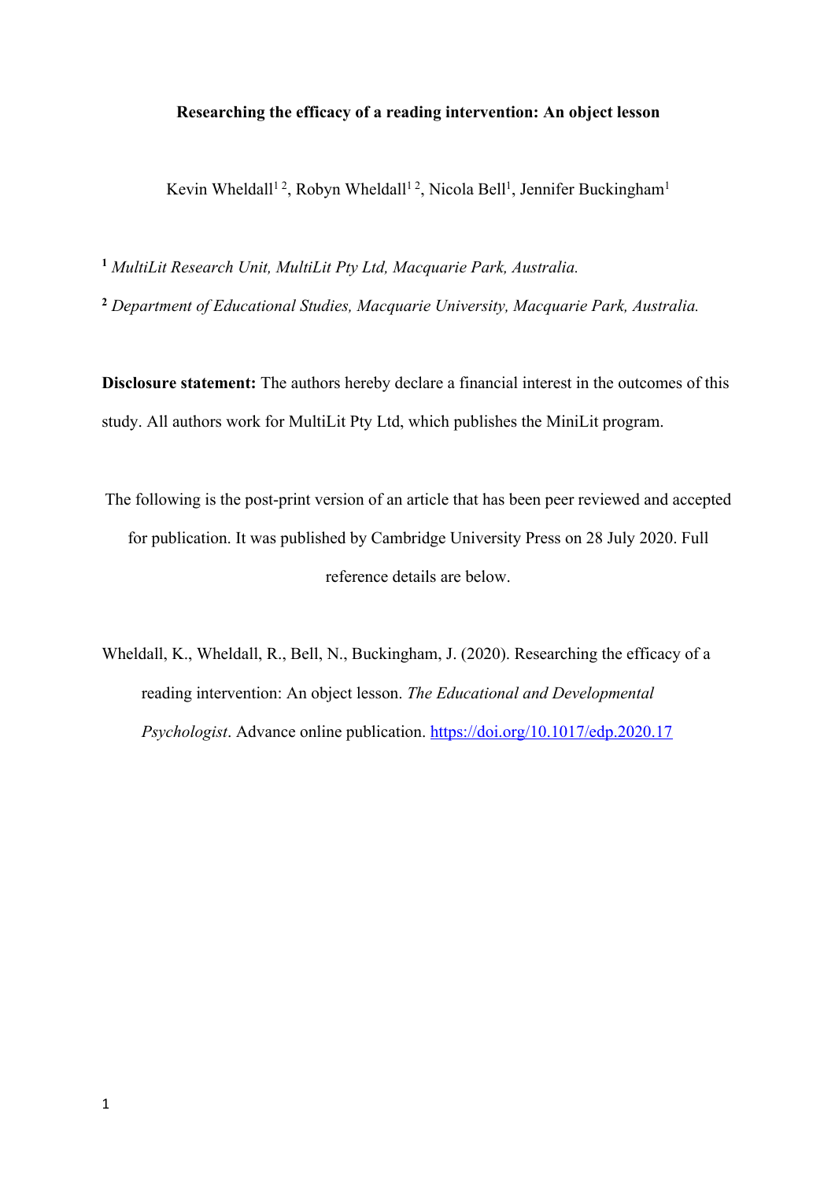**Researching the efficacy of a reading intervention: An object lesson**

Kevin Wheldall[1 2], Robyn Wheldall[1 2], Nicola Bell[1], Jennifer Buckingham[1]

[1] *MultiLit Research Unit, MultiLit Pty Ltd, Macquarie Park, Australia.*

[2] *Department of Educational Studies, Macquarie University, Macquarie Park, Australia.*

**Disclosure statement:** The authors hereby declare a financial interest in the outcomes of this study. All authors work for MultiLit Pty Ltd, which publishes the MiniLit program.

The following is the post-print version of an article that has been peer reviewed and accepted for publication. It was published by Cambridge University Press on 28 July 2020. Full reference details are below.

Wheldall, K., Wheldall, R., Bell, N., Buckingham, J. (2020). Researching the efficacy of a reading intervention: An object lesson. *The Educational and Developmental Psychologist*. Advance online publication. https://doi.org/10.1017/edp.2020.17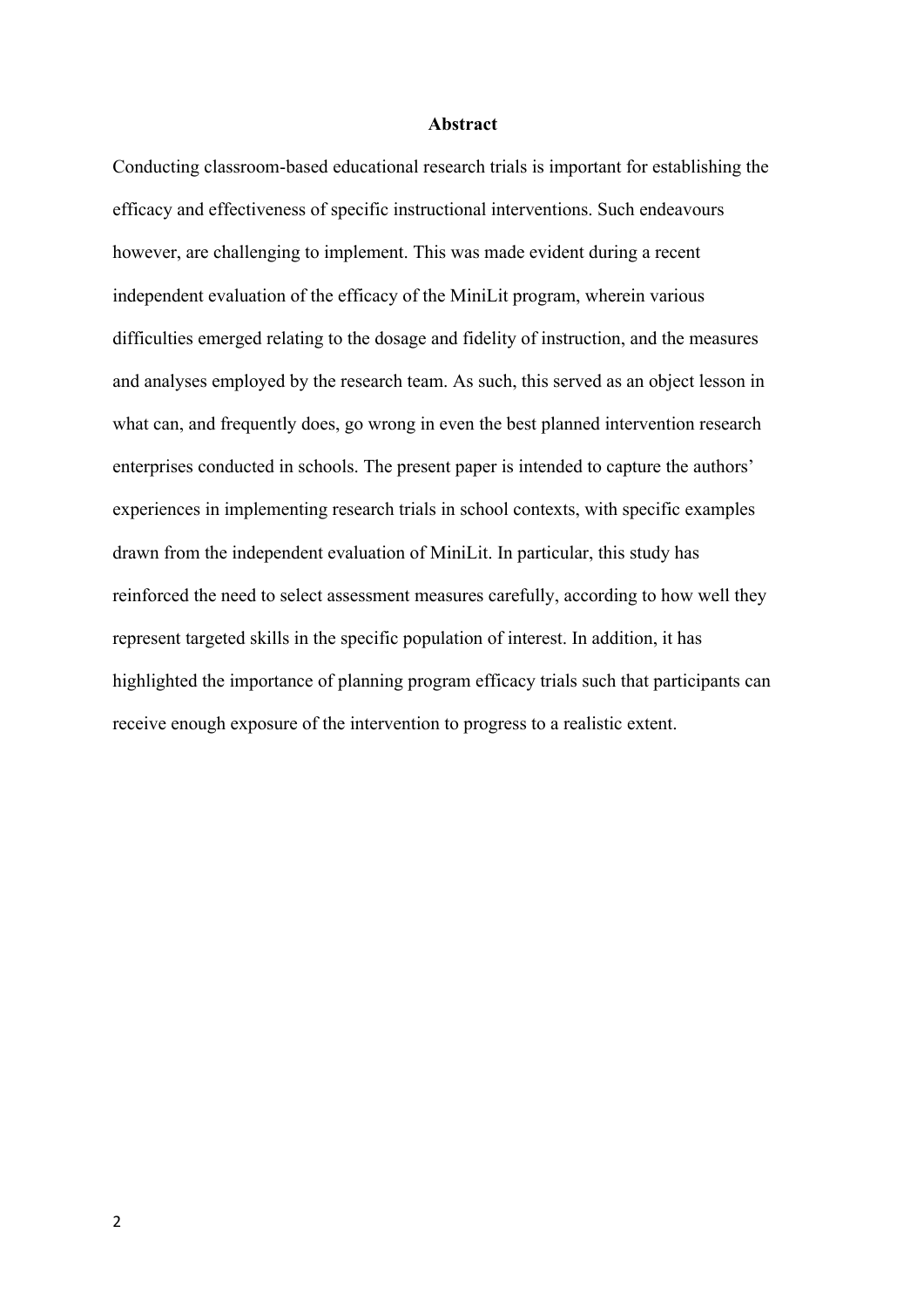# Abstract

Conducting classroom-based educational research trials is important for establishing the efficacy and effectiveness of specific instructional interventions. Such endeavours however, are challenging to implement. This was made evident during a recent independent evaluation of the efficacy of the MiniLit program, wherein various difficulties emerged relating to the dosage and fidelity of instruction, and the measures and analyses employed by the research team. As such, this served as an object lesson in what can, and frequently does, go wrong in even the best planned intervention research enterprises conducted in schools. The present paper is intended to capture the authors' experiences in implementing research trials in school contexts, with specific examples drawn from the independent evaluation of MiniLit. In particular, this study has reinforced the need to select assessment measures carefully, according to how well they represent targeted skills in the specific population of interest. In addition, it has highlighted the importance of planning program efficacy trials such that participants can receive enough exposure of the intervention to progress to a realistic extent.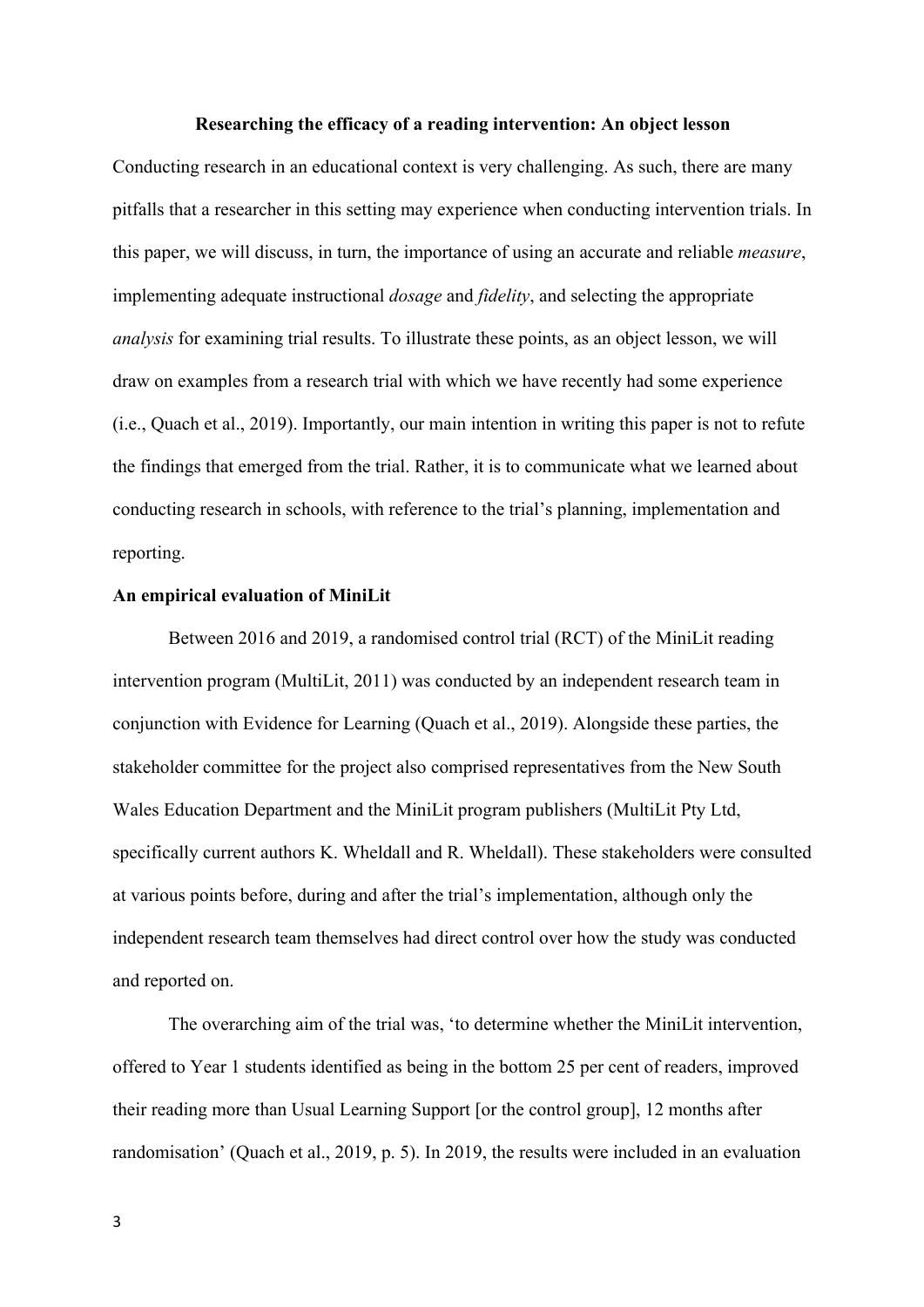**Researching the efficacy of a reading intervention: An object lesson**

Conducting research in an educational context is very challenging. As such, there are many pitfalls that a researcher in this setting may experience when conducting intervention trials. In this paper, we will discuss, in turn, the importance of using an accurate and reliable *measure*, implementing adequate instructional *dosage* and *fidelity*, and selecting the appropriate *analysis* for examining trial results. To illustrate these points, as an object lesson, we will draw on examples from a research trial with which we have recently had some experience (i.e., Quach et al., 2019). Importantly, our main intention in writing this paper is not to refute the findings that emerged from the trial. Rather, it is to communicate what we learned about conducting research in schools, with reference to the trial's planning, implementation and reporting.

## An empirical evaluation of MiniLit

Between 2016 and 2019, a randomised control trial (RCT) of the MiniLit reading intervention program (MultiLit, 2011) was conducted by an independent research team in conjunction with Evidence for Learning (Quach et al., 2019). Alongside these parties, the stakeholder committee for the project also comprised representatives from the New South Wales Education Department and the MiniLit program publishers (MultiLit Pty Ltd, specifically current authors K. Wheldall and R. Wheldall). These stakeholders were consulted at various points before, during and after the trial's implementation, although only the independent research team themselves had direct control over how the study was conducted and reported on.

The overarching aim of the trial was, 'to determine whether the MiniLit intervention, offered to Year 1 students identified as being in the bottom 25 per cent of readers, improved their reading more than Usual Learning Support [or the control group], 12 months after randomisation' (Quach et al., 2019, p. 5). In 2019, the results were included in an evaluation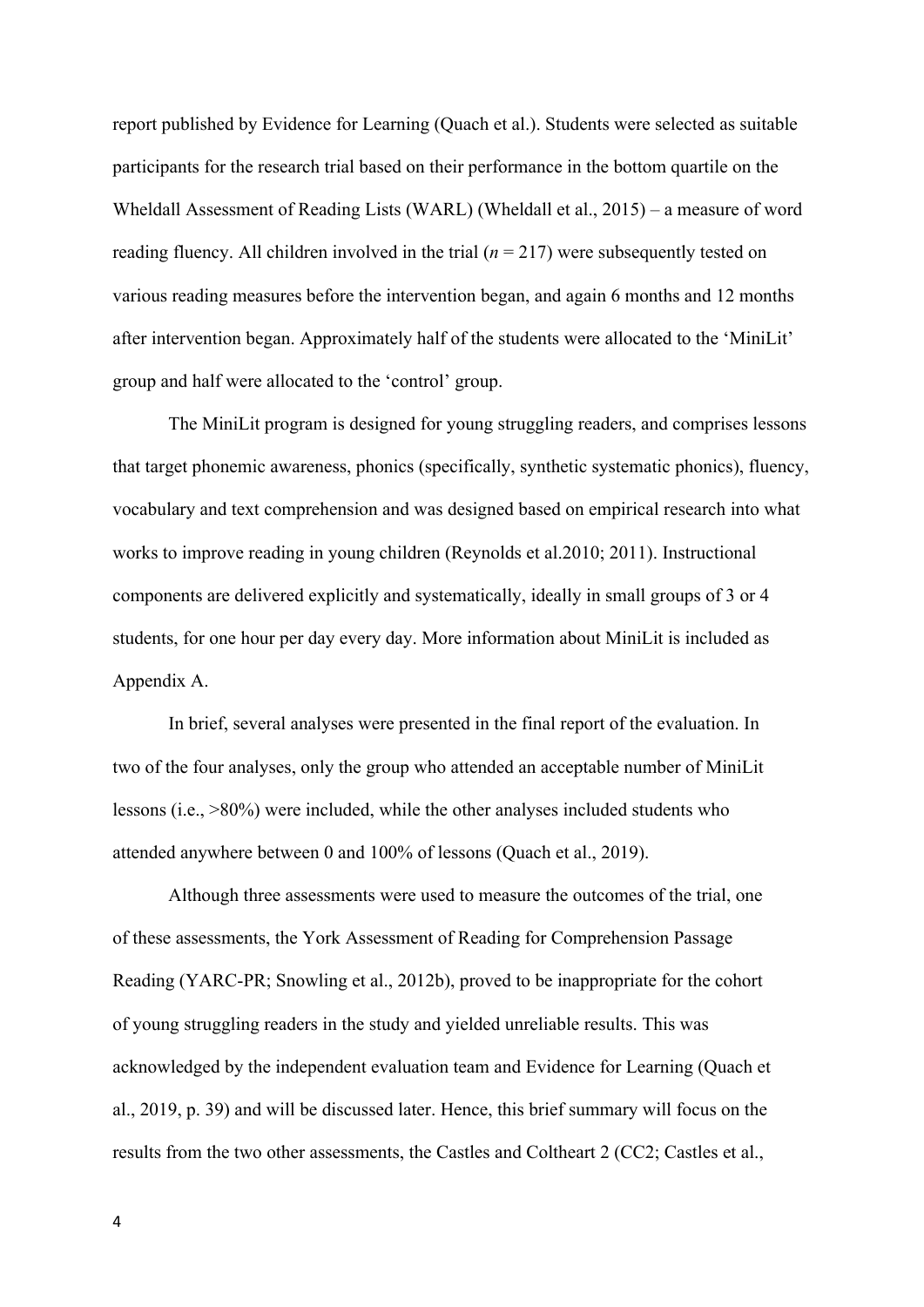report published by Evidence for Learning (Quach et al.). Students were selected as suitable participants for the research trial based on their performance in the bottom quartile on the Wheldall Assessment of Reading Lists (WARL) (Wheldall et al., 2015) – a measure of word reading fluency. All children involved in the trial (*n* = 217) were subsequently tested on various reading measures before the intervention began, and again 6 months and 12 months after intervention began. Approximately half of the students were allocated to the 'MiniLit' group and half were allocated to the 'control' group.

The MiniLit program is designed for young struggling readers, and comprises lessons that target phonemic awareness, phonics (specifically, synthetic systematic phonics), fluency, vocabulary and text comprehension and was designed based on empirical research into what works to improve reading in young children (Reynolds et al.2010; 2011). Instructional components are delivered explicitly and systematically, ideally in small groups of 3 or 4 students, for one hour per day every day. More information about MiniLit is included as Appendix A.

In brief, several analyses were presented in the final report of the evaluation. In two of the four analyses, only the group who attended an acceptable number of MiniLit lessons (i.e., >80%) were included, while the other analyses included students who attended anywhere between 0 and 100% of lessons (Quach et al., 2019).

Although three assessments were used to measure the outcomes of the trial, one of these assessments, the York Assessment of Reading for Comprehension Passage Reading (YARC-PR; Snowling et al., 2012b), proved to be inappropriate for the cohort of young struggling readers in the study and yielded unreliable results. This was acknowledged by the independent evaluation team and Evidence for Learning (Quach et al., 2019, p. 39) and will be discussed later. Hence, this brief summary will focus on the results from the two other assessments, the Castles and Coltheart 2 (CC2; Castles et al.,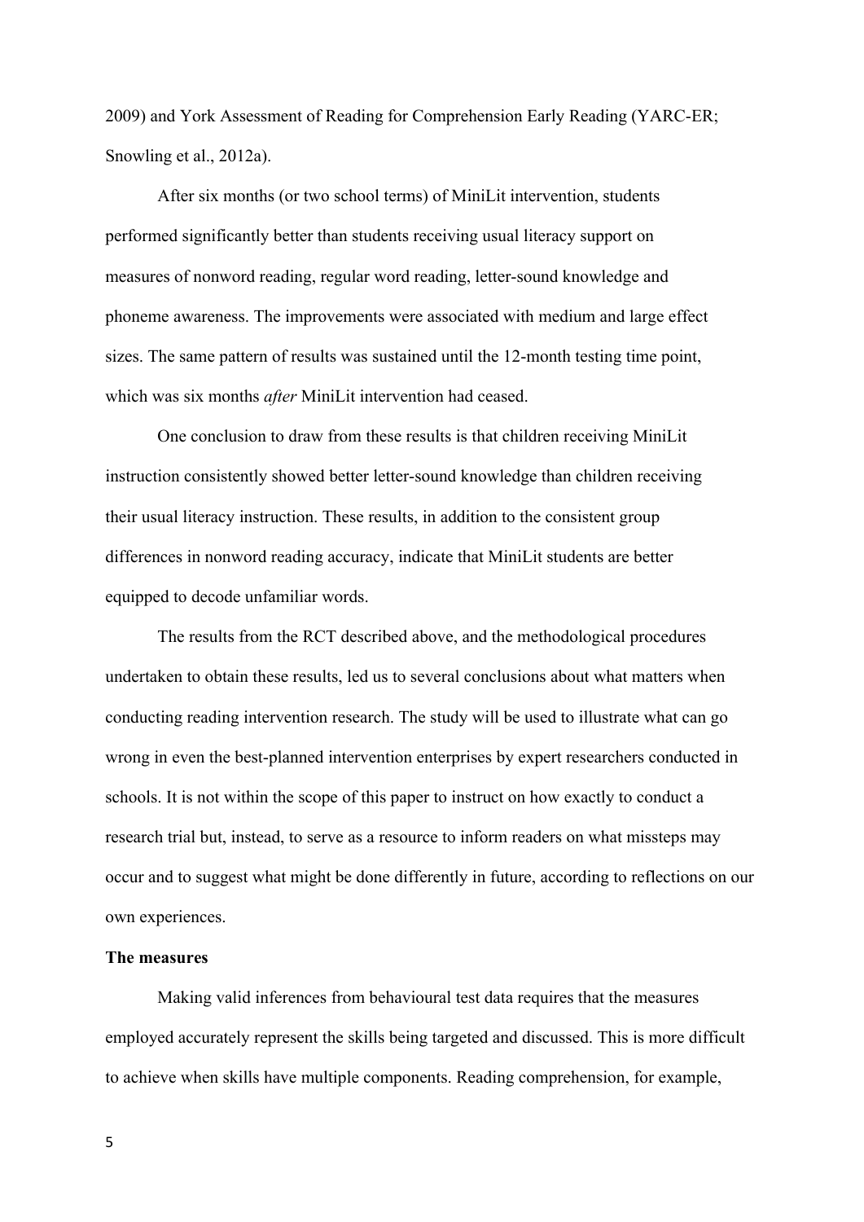2009) and York Assessment of Reading for Comprehension Early Reading (YARC-ER; Snowling et al., 2012a).

After six months (or two school terms) of MiniLit intervention, students performed significantly better than students receiving usual literacy support on measures of nonword reading, regular word reading, letter-sound knowledge and phoneme awareness. The improvements were associated with medium and large effect sizes. The same pattern of results was sustained until the 12-month testing time point, which was six months *after* MiniLit intervention had ceased.

One conclusion to draw from these results is that children receiving MiniLit instruction consistently showed better letter-sound knowledge than children receiving their usual literacy instruction. These results, in addition to the consistent group differences in nonword reading accuracy, indicate that MiniLit students are better equipped to decode unfamiliar words.

The results from the RCT described above, and the methodological procedures undertaken to obtain these results, led us to several conclusions about what matters when conducting reading intervention research. The study will be used to illustrate what can go wrong in even the best-planned intervention enterprises by expert researchers conducted in schools. It is not within the scope of this paper to instruct on how exactly to conduct a research trial but, instead, to serve as a resource to inform readers on what missteps may occur and to suggest what might be done differently in future, according to reflections on our own experiences.

**The measures**

Making valid inferences from behavioural test data requires that the measures employed accurately represent the skills being targeted and discussed. This is more difficult to achieve when skills have multiple components. Reading comprehension, for example,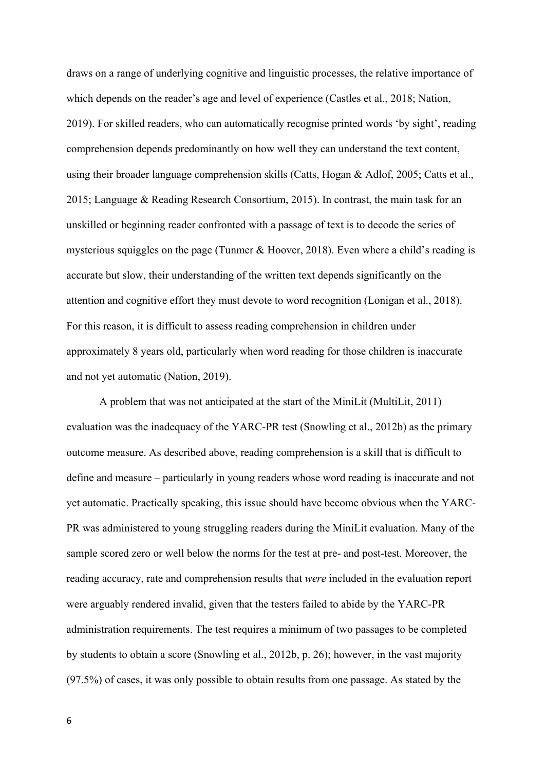draws on a range of underlying cognitive and linguistic processes, the relative importance of which depends on the reader's age and level of experience (Castles et al., 2018; Nation, 2019). For skilled readers, who can automatically recognise printed words 'by sight', reading comprehension depends predominantly on how well they can understand the text content, using their broader language comprehension skills (Catts, Hogan & Adlof, 2005; Catts et al., 2015; Language & Reading Research Consortium, 2015). In contrast, the main task for an unskilled or beginning reader confronted with a passage of text is to decode the series of mysterious squiggles on the page (Tunmer & Hoover, 2018). Even where a child's reading is accurate but slow, their understanding of the written text depends significantly on the attention and cognitive effort they must devote to word recognition (Lonigan et al., 2018). For this reason, it is difficult to assess reading comprehension in children under approximately 8 years old, particularly when word reading for those children is inaccurate and not yet automatic (Nation, 2019).

A problem that was not anticipated at the start of the MiniLit (MultiLit, 2011) evaluation was the inadequacy of the YARC-PR test (Snowling et al., 2012b) as the primary outcome measure. As described above, reading comprehension is a skill that is difficult to define and measure – particularly in young readers whose word reading is inaccurate and not yet automatic. Practically speaking, this issue should have become obvious when the YARC-PR was administered to young struggling readers during the MiniLit evaluation. Many of the sample scored zero or well below the norms for the test at pre- and post-test. Moreover, the reading accuracy, rate and comprehension results that *were* included in the evaluation report were arguably rendered invalid, given that the testers failed to abide by the YARC-PR administration requirements. The test requires a minimum of two passages to be completed by students to obtain a score (Snowling et al., 2012b, p. 26); however, in the vast majority (97.5%) of cases, it was only possible to obtain results from one passage. As stated by the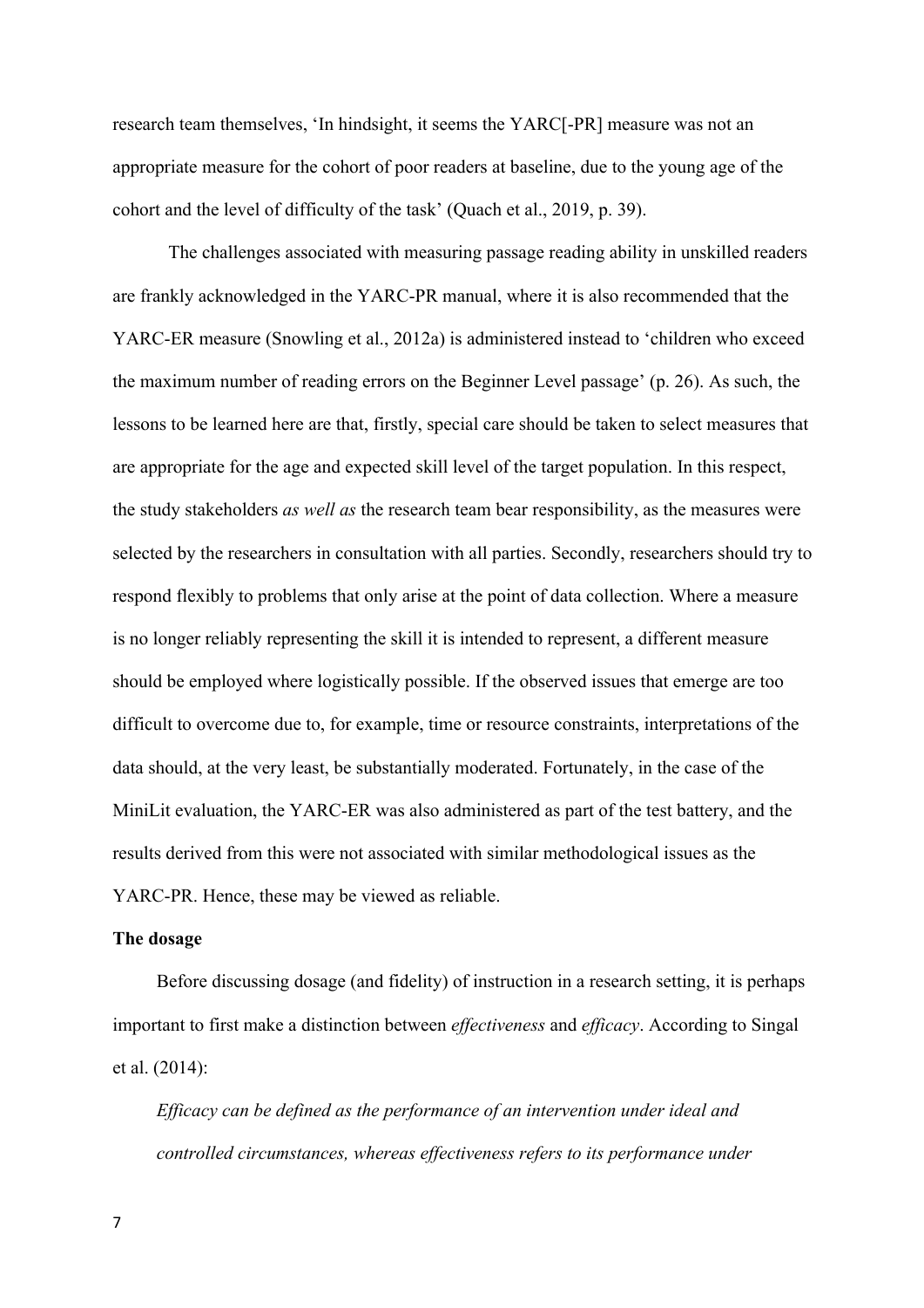research team themselves, 'In hindsight, it seems the YARC[-PR] measure was not an appropriate measure for the cohort of poor readers at baseline, due to the young age of the cohort and the level of difficulty of the task' (Quach et al., 2019, p. 39).

The challenges associated with measuring passage reading ability in unskilled readers are frankly acknowledged in the YARC-PR manual, where it is also recommended that the YARC-ER measure (Snowling et al., 2012a) is administered instead to 'children who exceed the maximum number of reading errors on the Beginner Level passage' (p. 26). As such, the lessons to be learned here are that, firstly, special care should be taken to select measures that are appropriate for the age and expected skill level of the target population. In this respect, the study stakeholders *as well as* the research team bear responsibility, as the measures were selected by the researchers in consultation with all parties. Secondly, researchers should try to respond flexibly to problems that only arise at the point of data collection. Where a measure is no longer reliably representing the skill it is intended to represent, a different measure should be employed where logistically possible. If the observed issues that emerge are too difficult to overcome due to, for example, time or resource constraints, interpretations of the data should, at the very least, be substantially moderated. Fortunately, in the case of the MiniLit evaluation, the YARC-ER was also administered as part of the test battery, and the results derived from this were not associated with similar methodological issues as the YARC-PR. Hence, these may be viewed as reliable.

**The dosage**

Before discussing dosage (and fidelity) of instruction in a research setting, it is perhaps important to first make a distinction between *effectiveness* and *efficacy*. According to Singal et al. (2014):

> *Efficacy can be defined as the performance of an intervention under ideal and controlled circumstances, whereas effectiveness refers to its performance under*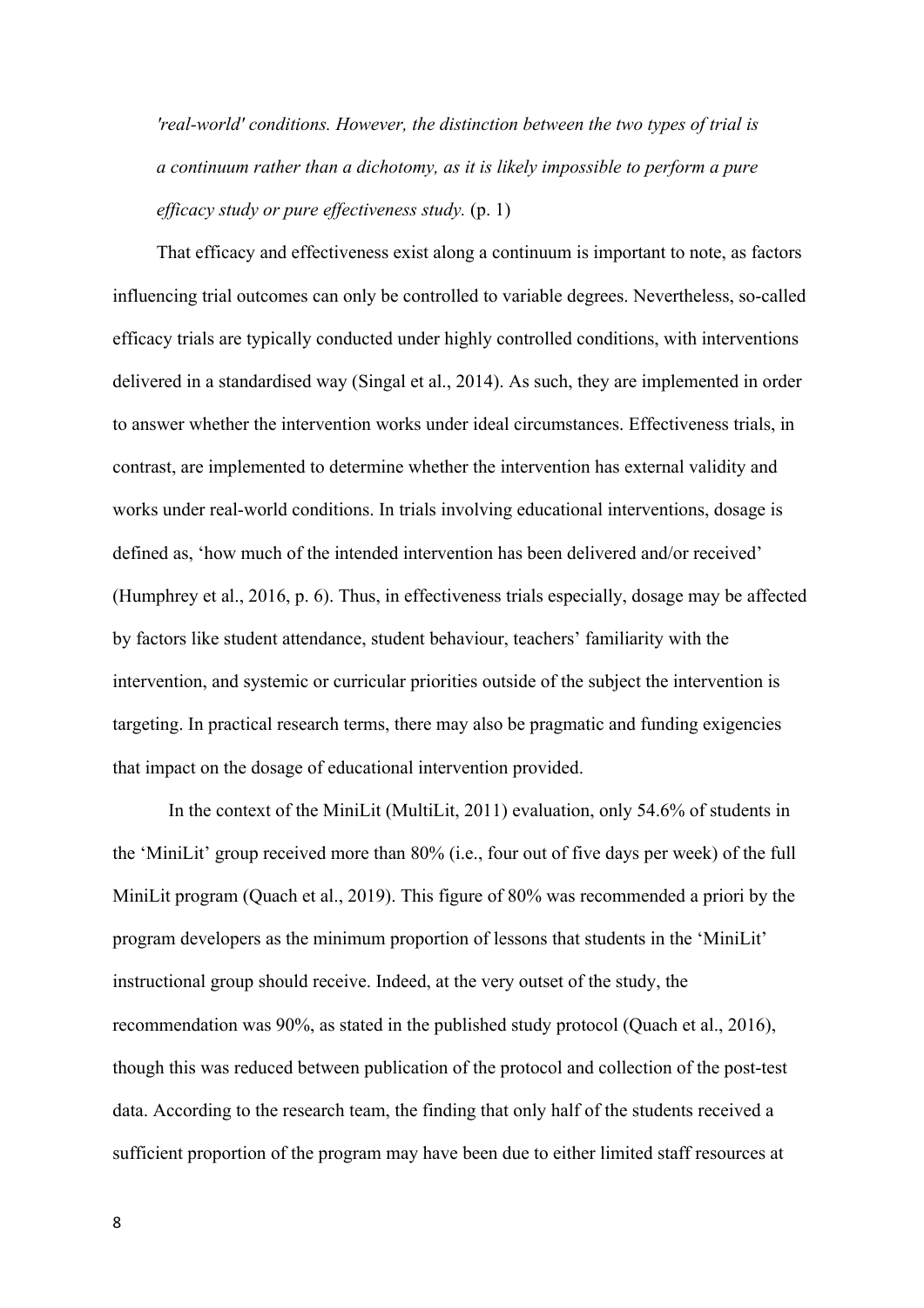*'real-world' conditions. However, the distinction between the two types of trial is a continuum rather than a dichotomy, as it is likely impossible to perform a pure efficacy study or pure effectiveness study.* (p. 1)

That efficacy and effectiveness exist along a continuum is important to note, as factors influencing trial outcomes can only be controlled to variable degrees. Nevertheless, so-called efficacy trials are typically conducted under highly controlled conditions, with interventions delivered in a standardised way (Singal et al., 2014). As such, they are implemented in order to answer whether the intervention works under ideal circumstances. Effectiveness trials, in contrast, are implemented to determine whether the intervention has external validity and works under real-world conditions. In trials involving educational interventions, dosage is defined as, 'how much of the intended intervention has been delivered and/or received' (Humphrey et al., 2016, p. 6). Thus, in effectiveness trials especially, dosage may be affected by factors like student attendance, student behaviour, teachers' familiarity with the intervention, and systemic or curricular priorities outside of the subject the intervention is targeting. In practical research terms, there may also be pragmatic and funding exigencies that impact on the dosage of educational intervention provided.

In the context of the MiniLit (MultiLit, 2011) evaluation, only 54.6% of students in the 'MiniLit' group received more than 80% (i.e., four out of five days per week) of the full MiniLit program (Quach et al., 2019). This figure of 80% was recommended a priori by the program developers as the minimum proportion of lessons that students in the 'MiniLit' instructional group should receive. Indeed, at the very outset of the study, the recommendation was 90%, as stated in the published study protocol (Quach et al., 2016), though this was reduced between publication of the protocol and collection of the post-test data. According to the research team, the finding that only half of the students received a sufficient proportion of the program may have been due to either limited staff resources at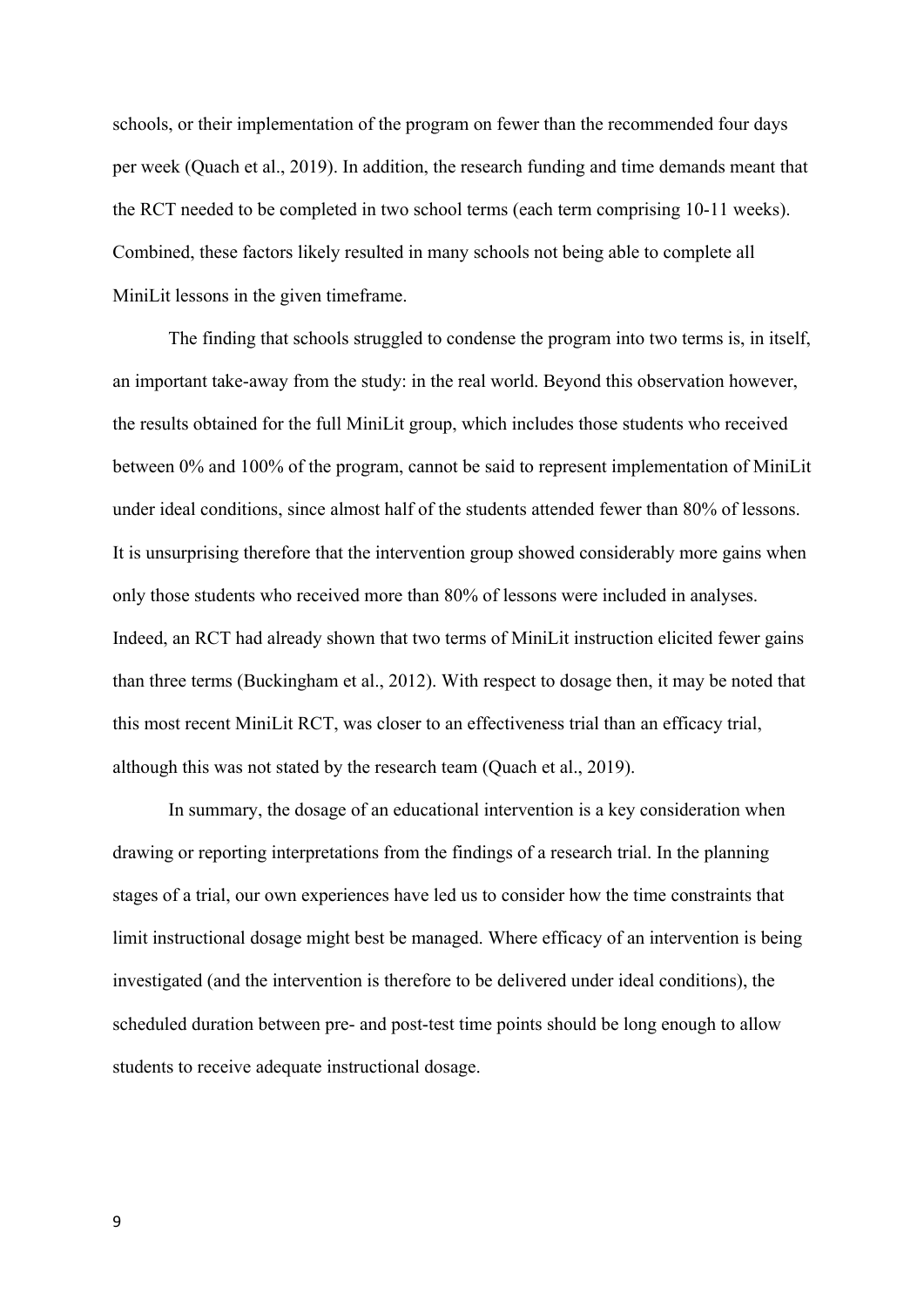schools, or their implementation of the program on fewer than the recommended four days per week (Quach et al., 2019). In addition, the research funding and time demands meant that the RCT needed to be completed in two school terms (each term comprising 10-11 weeks). Combined, these factors likely resulted in many schools not being able to complete all MiniLit lessons in the given timeframe.

The finding that schools struggled to condense the program into two terms is, in itself, an important take-away from the study: in the real world. Beyond this observation however, the results obtained for the full MiniLit group, which includes those students who received between 0% and 100% of the program, cannot be said to represent implementation of MiniLit under ideal conditions, since almost half of the students attended fewer than 80% of lessons. It is unsurprising therefore that the intervention group showed considerably more gains when only those students who received more than 80% of lessons were included in analyses. Indeed, an RCT had already shown that two terms of MiniLit instruction elicited fewer gains than three terms (Buckingham et al., 2012). With respect to dosage then, it may be noted that this most recent MiniLit RCT, was closer to an effectiveness trial than an efficacy trial, although this was not stated by the research team (Quach et al., 2019).

In summary, the dosage of an educational intervention is a key consideration when drawing or reporting interpretations from the findings of a research trial. In the planning stages of a trial, our own experiences have led us to consider how the time constraints that limit instructional dosage might best be managed. Where efficacy of an intervention is being investigated (and the intervention is therefore to be delivered under ideal conditions), the scheduled duration between pre- and post-test time points should be long enough to allow students to receive adequate instructional dosage.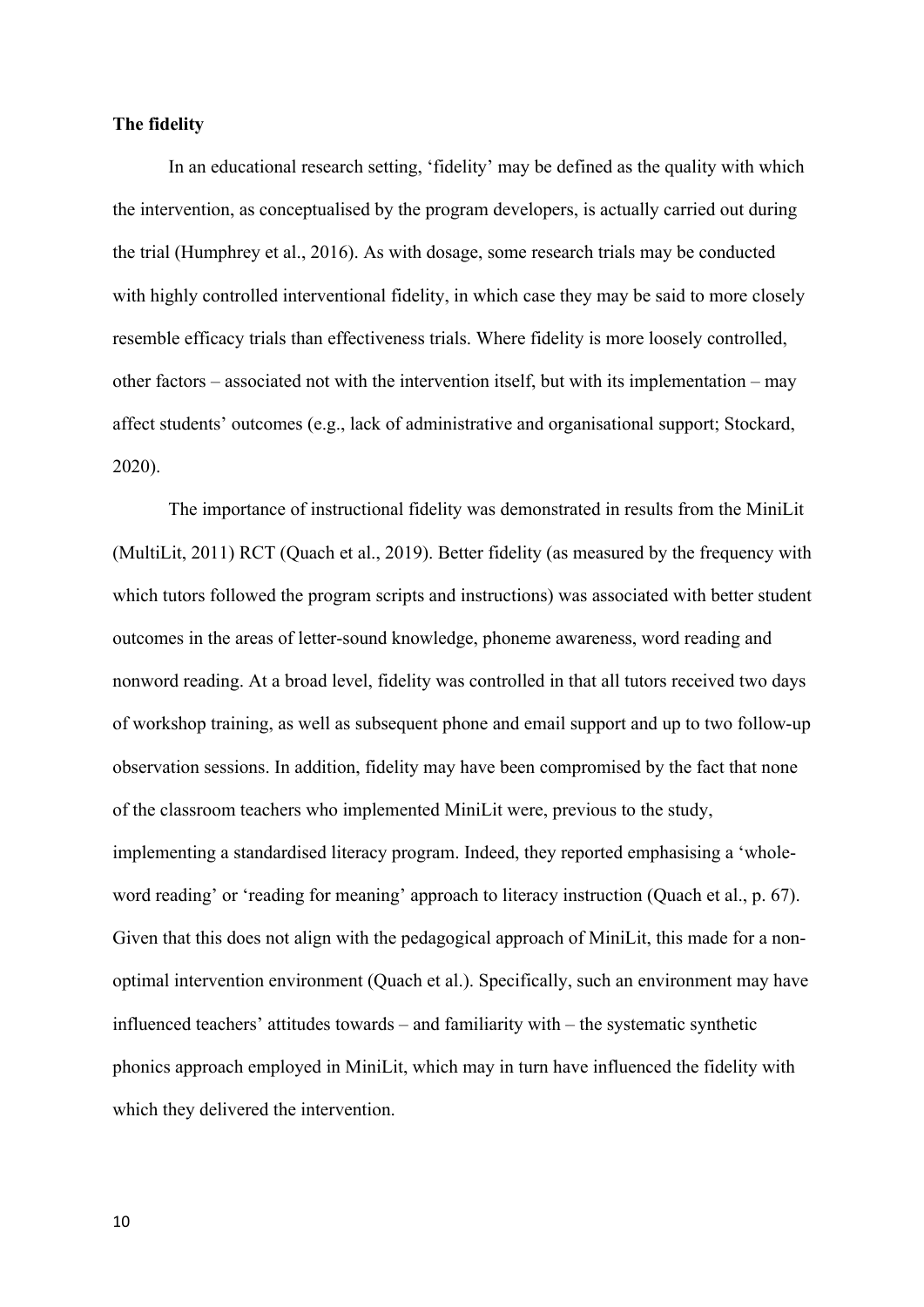**The fidelity**

In an educational research setting, 'fidelity' may be defined as the quality with which the intervention, as conceptualised by the program developers, is actually carried out during the trial (Humphrey et al., 2016). As with dosage, some research trials may be conducted with highly controlled interventional fidelity, in which case they may be said to more closely resemble efficacy trials than effectiveness trials. Where fidelity is more loosely controlled, other factors – associated not with the intervention itself, but with its implementation – may affect students' outcomes (e.g., lack of administrative and organisational support; Stockard, 2020).

The importance of instructional fidelity was demonstrated in results from the MiniLit (MultiLit, 2011) RCT (Quach et al., 2019). Better fidelity (as measured by the frequency with which tutors followed the program scripts and instructions) was associated with better student outcomes in the areas of letter-sound knowledge, phoneme awareness, word reading and nonword reading. At a broad level, fidelity was controlled in that all tutors received two days of workshop training, as well as subsequent phone and email support and up to two follow-up observation sessions. In addition, fidelity may have been compromised by the fact that none of the classroom teachers who implemented MiniLit were, previous to the study, implementing a standardised literacy program. Indeed, they reported emphasising a 'whole-word reading' or 'reading for meaning' approach to literacy instruction (Quach et al., p. 67). Given that this does not align with the pedagogical approach of MiniLit, this made for a non-optimal intervention environment (Quach et al.). Specifically, such an environment may have influenced teachers' attitudes towards – and familiarity with – the systematic synthetic phonics approach employed in MiniLit, which may in turn have influenced the fidelity with which they delivered the intervention.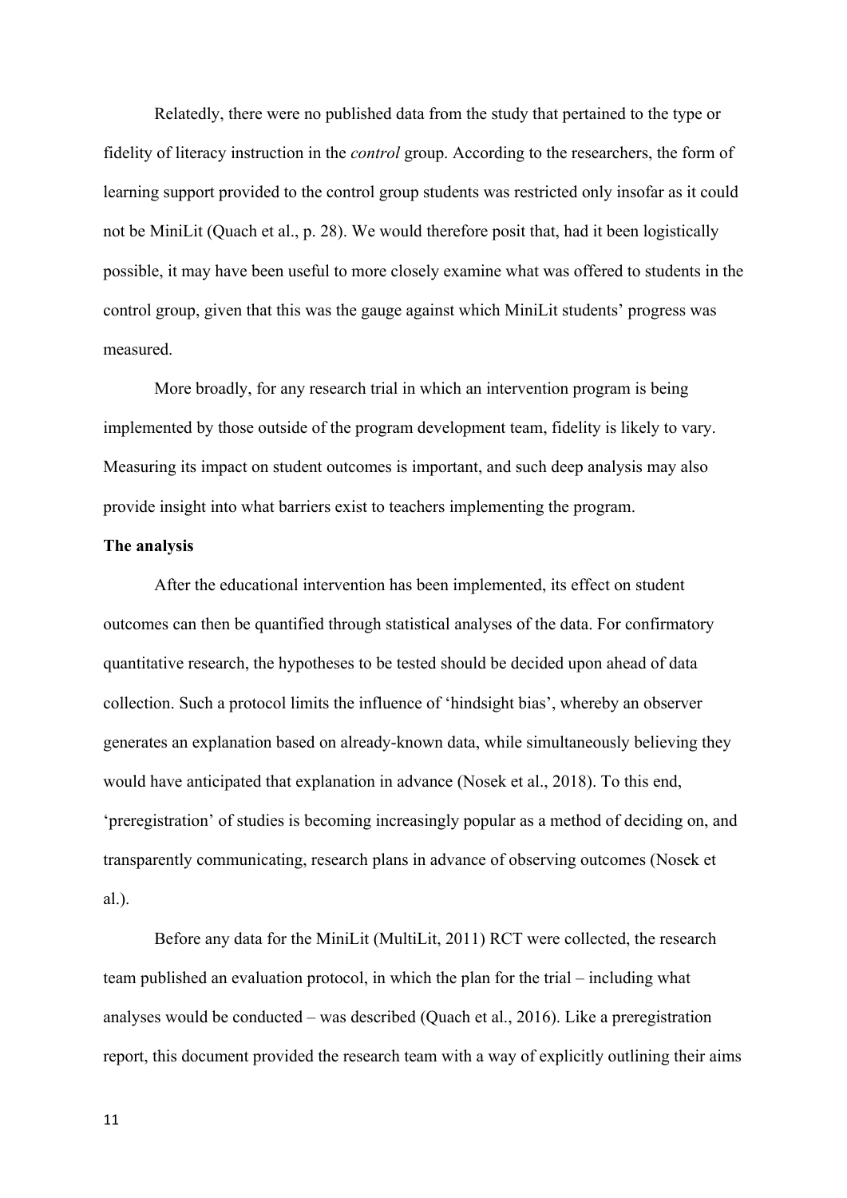Relatedly, there were no published data from the study that pertained to the type or fidelity of literacy instruction in the *control* group. According to the researchers, the form of learning support provided to the control group students was restricted only insofar as it could not be MiniLit (Quach et al., p. 28). We would therefore posit that, had it been logistically possible, it may have been useful to more closely examine what was offered to students in the control group, given that this was the gauge against which MiniLit students' progress was measured.

More broadly, for any research trial in which an intervention program is being implemented by those outside of the program development team, fidelity is likely to vary. Measuring its impact on student outcomes is important, and such deep analysis may also provide insight into what barriers exist to teachers implementing the program.

**The analysis**

After the educational intervention has been implemented, its effect on student outcomes can then be quantified through statistical analyses of the data. For confirmatory quantitative research, the hypotheses to be tested should be decided upon ahead of data collection. Such a protocol limits the influence of 'hindsight bias', whereby an observer generates an explanation based on already-known data, while simultaneously believing they would have anticipated that explanation in advance (Nosek et al., 2018). To this end, 'preregistration' of studies is becoming increasingly popular as a method of deciding on, and transparently communicating, research plans in advance of observing outcomes (Nosek et al.).

Before any data for the MiniLit (MultiLit, 2011) RCT were collected, the research team published an evaluation protocol, in which the plan for the trial – including what analyses would be conducted – was described (Quach et al., 2016). Like a preregistration report, this document provided the research team with a way of explicitly outlining their aims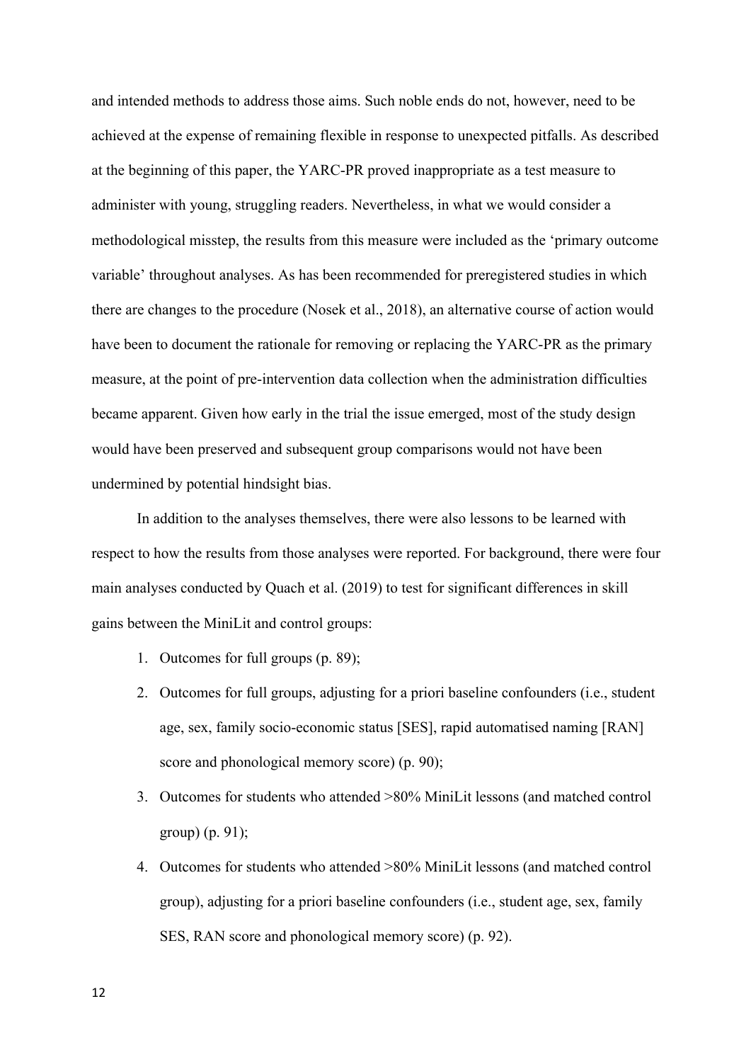and intended methods to address those aims. Such noble ends do not, however, need to be achieved at the expense of remaining flexible in response to unexpected pitfalls. As described at the beginning of this paper, the YARC-PR proved inappropriate as a test measure to administer with young, struggling readers. Nevertheless, in what we would consider a methodological misstep, the results from this measure were included as the 'primary outcome variable' throughout analyses. As has been recommended for preregistered studies in which there are changes to the procedure (Nosek et al., 2018), an alternative course of action would have been to document the rationale for removing or replacing the YARC-PR as the primary measure, at the point of pre-intervention data collection when the administration difficulties became apparent. Given how early in the trial the issue emerged, most of the study design would have been preserved and subsequent group comparisons would not have been undermined by potential hindsight bias.

In addition to the analyses themselves, there were also lessons to be learned with respect to how the results from those analyses were reported. For background, there were four main analyses conducted by Quach et al. (2019) to test for significant differences in skill gains between the MiniLit and control groups:

1. Outcomes for full groups (p. 89);
2. Outcomes for full groups, adjusting for a priori baseline confounders (i.e., student age, sex, family socio-economic status [SES], rapid automatised naming [RAN] score and phonological memory score) (p. 90);
3. Outcomes for students who attended >80% MiniLit lessons (and matched control group) (p. 91);
4. Outcomes for students who attended >80% MiniLit lessons (and matched control group), adjusting for a priori baseline confounders (i.e., student age, sex, family SES, RAN score and phonological memory score) (p. 92).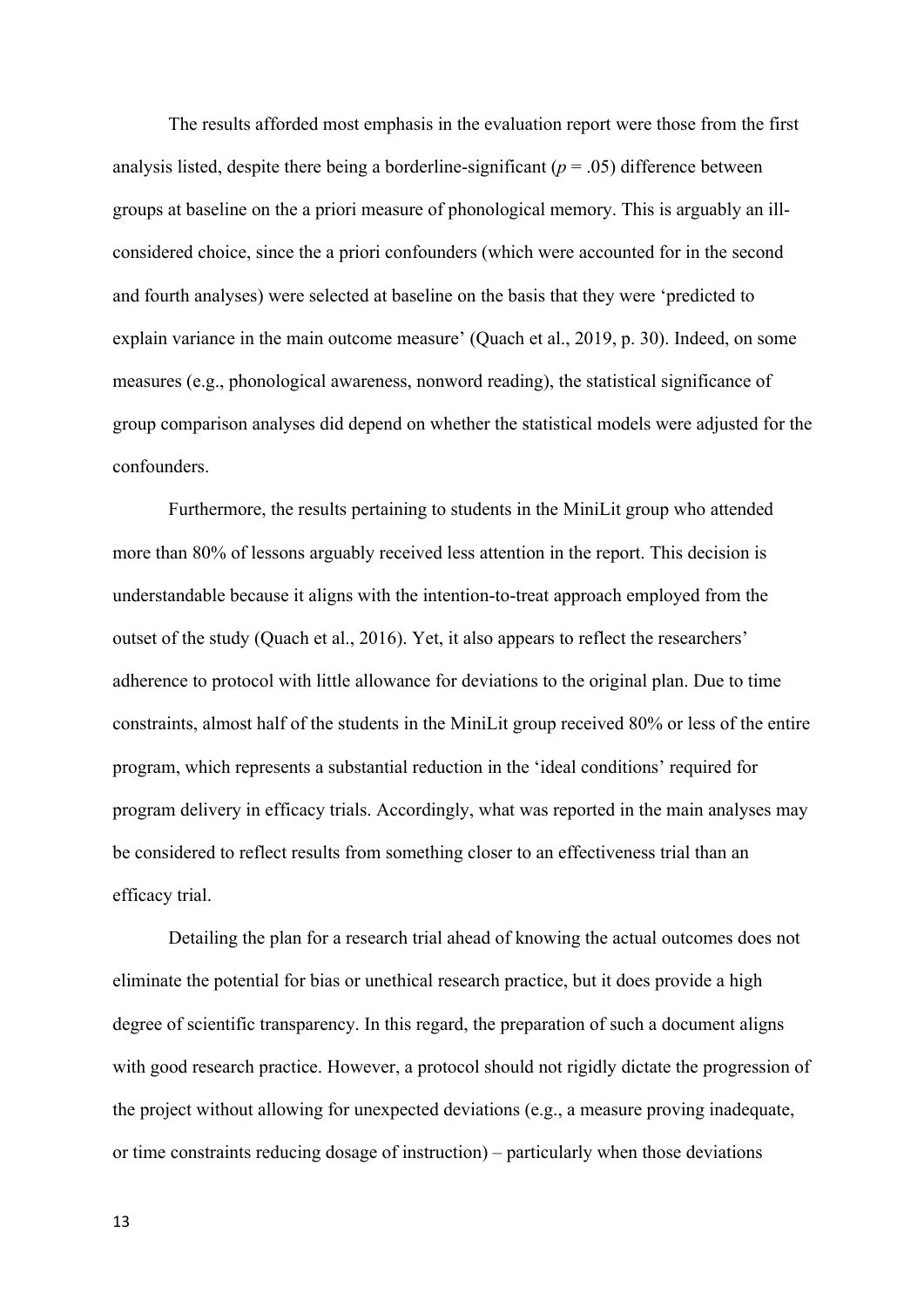The results afforded most emphasis in the evaluation report were those from the first analysis listed, despite there being a borderline-significant ($p = .05$) difference between groups at baseline on the a priori measure of phonological memory. This is arguably an ill-considered choice, since the a priori confounders (which were accounted for in the second and fourth analyses) were selected at baseline on the basis that they were 'predicted to explain variance in the main outcome measure' (Quach et al., 2019, p. 30). Indeed, on some measures (e.g., phonological awareness, nonword reading), the statistical significance of group comparison analyses did depend on whether the statistical models were adjusted for the confounders.

Furthermore, the results pertaining to students in the MiniLit group who attended more than 80% of lessons arguably received less attention in the report. This decision is understandable because it aligns with the intention-to-treat approach employed from the outset of the study (Quach et al., 2016). Yet, it also appears to reflect the researchers' adherence to protocol with little allowance for deviations to the original plan. Due to time constraints, almost half of the students in the MiniLit group received 80% or less of the entire program, which represents a substantial reduction in the 'ideal conditions' required for program delivery in efficacy trials. Accordingly, what was reported in the main analyses may be considered to reflect results from something closer to an effectiveness trial than an efficacy trial.

Detailing the plan for a research trial ahead of knowing the actual outcomes does not eliminate the potential for bias or unethical research practice, but it does provide a high degree of scientific transparency. In this regard, the preparation of such a document aligns with good research practice. However, a protocol should not rigidly dictate the progression of the project without allowing for unexpected deviations (e.g., a measure proving inadequate, or time constraints reducing dosage of instruction) – particularly when those deviations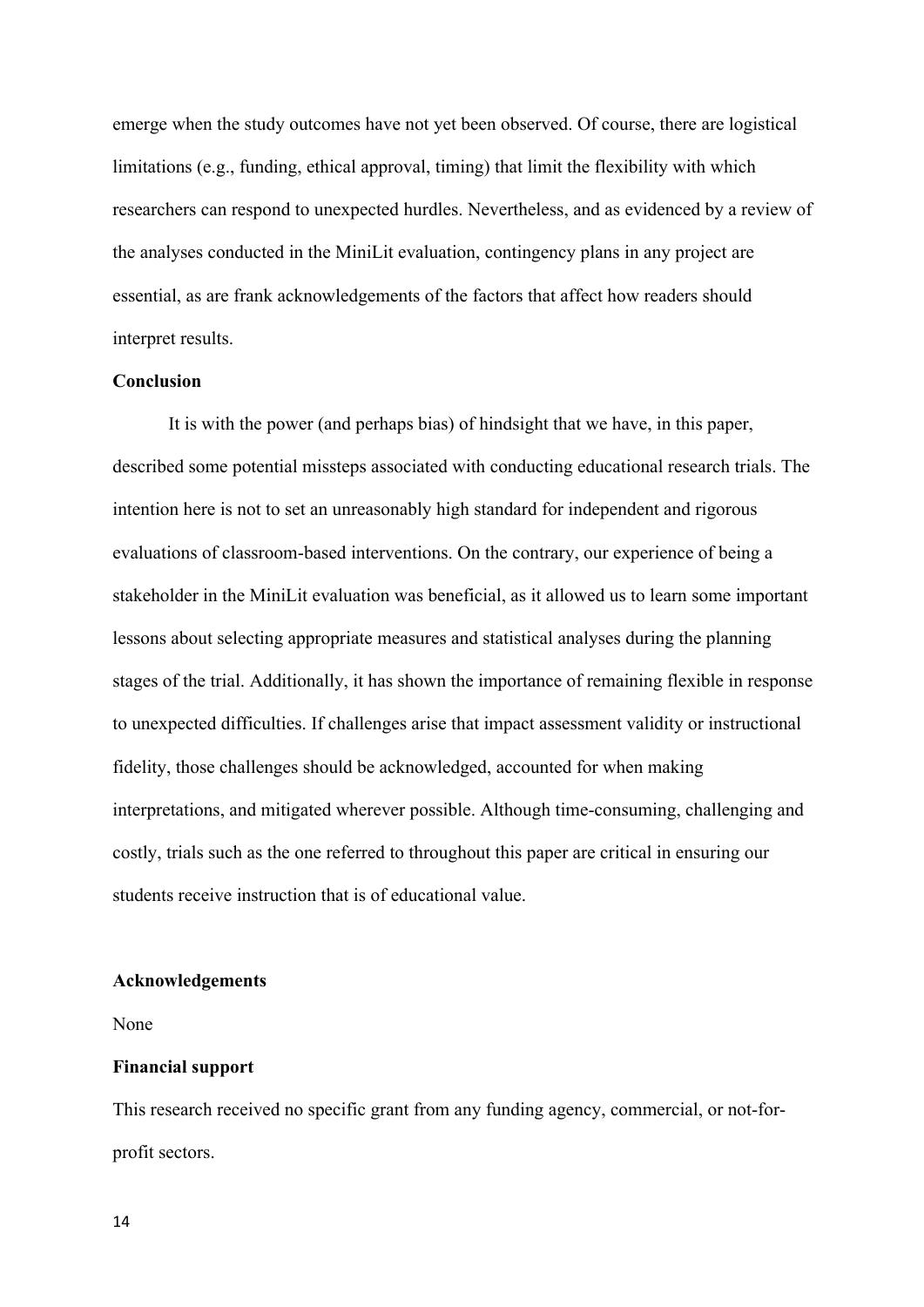emerge when the study outcomes have not yet been observed. Of course, there are logistical limitations (e.g., funding, ethical approval, timing) that limit the flexibility with which researchers can respond to unexpected hurdles. Nevertheless, and as evidenced by a review of the analyses conducted in the MiniLit evaluation, contingency plans in any project are essential, as are frank acknowledgements of the factors that affect how readers should interpret results.

## Conclusion

It is with the power (and perhaps bias) of hindsight that we have, in this paper, described some potential missteps associated with conducting educational research trials. The intention here is not to set an unreasonably high standard for independent and rigorous evaluations of classroom-based interventions. On the contrary, our experience of being a stakeholder in the MiniLit evaluation was beneficial, as it allowed us to learn some important lessons about selecting appropriate measures and statistical analyses during the planning stages of the trial. Additionally, it has shown the importance of remaining flexible in response to unexpected difficulties. If challenges arise that impact assessment validity or instructional fidelity, those challenges should be acknowledged, accounted for when making interpretations, and mitigated wherever possible. Although time-consuming, challenging and costly, trials such as the one referred to throughout this paper are critical in ensuring our students receive instruction that is of educational value.

## Acknowledgements

None

## Financial support

This research received no specific grant from any funding agency, commercial, or not-for-profit sectors.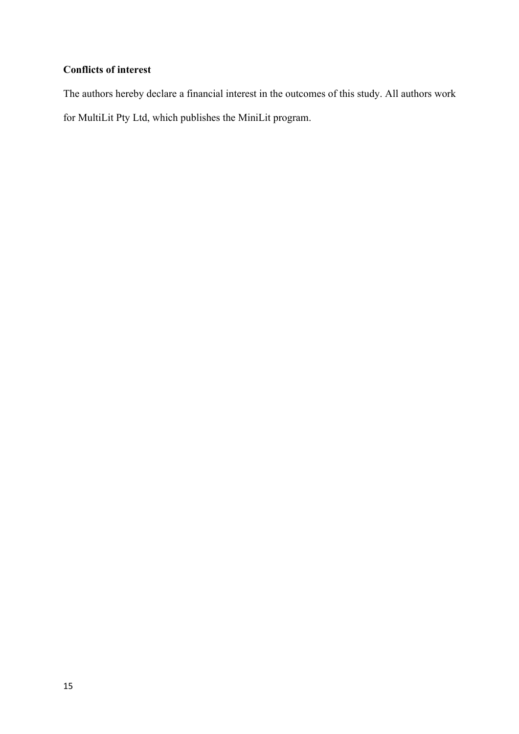**Conflicts of interest**

The authors hereby declare a financial interest in the outcomes of this study. All authors work for MultiLit Pty Ltd, which publishes the MiniLit program.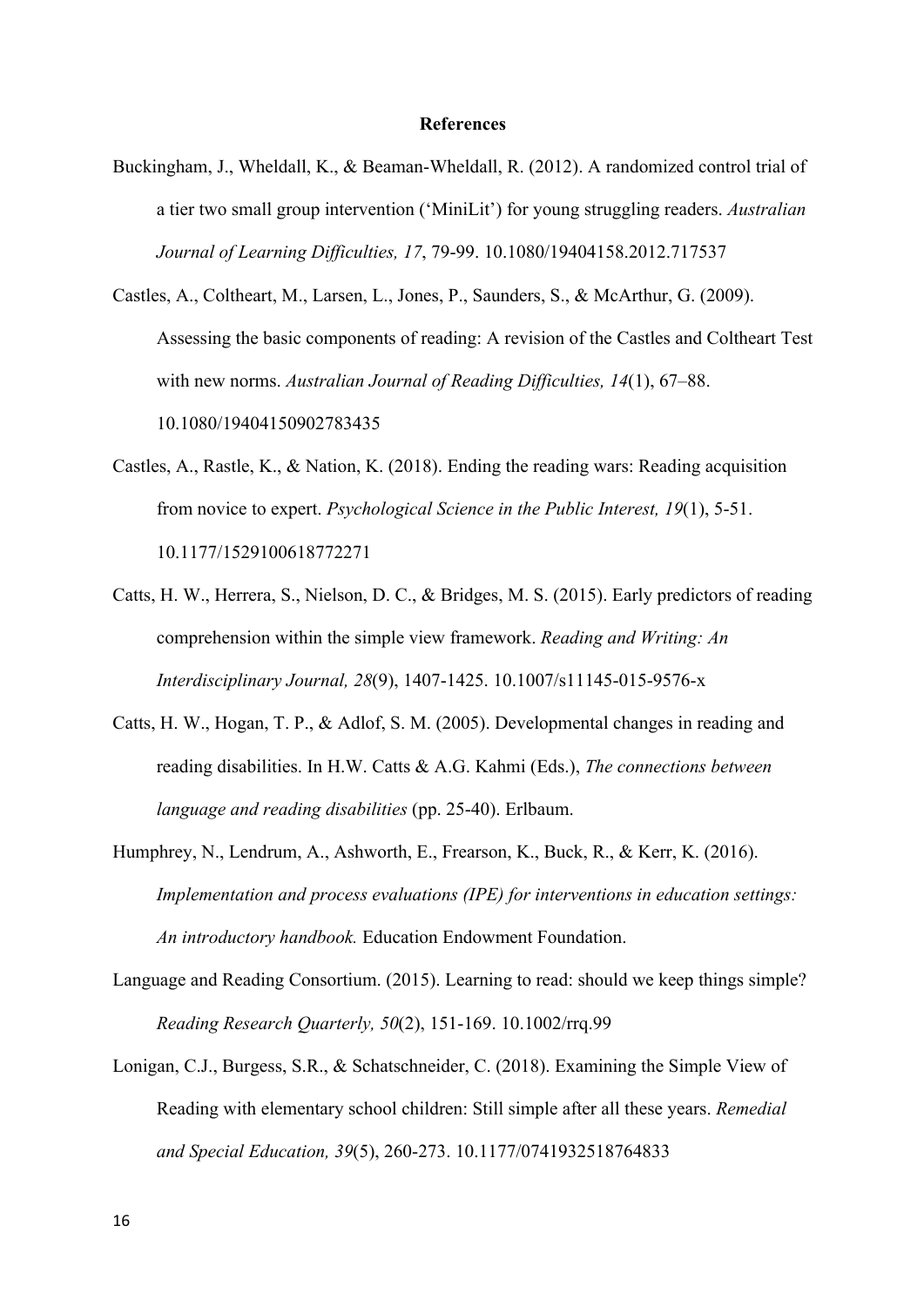**References**

Buckingham, J., Wheldall, K., & Beaman-Wheldall, R. (2012). A randomized control trial of a tier two small group intervention ('MiniLit') for young struggling readers. *Australian Journal of Learning Difficulties, 17*, 79-99. 10.1080/19404158.2012.717537

Castles, A., Coltheart, M., Larsen, L., Jones, P., Saunders, S., & McArthur, G. (2009). Assessing the basic components of reading: A revision of the Castles and Coltheart Test with new norms. *Australian Journal of Reading Difficulties, 14*(1), 67–88. 10.1080/19404150902783435

Castles, A., Rastle, K., & Nation, K. (2018). Ending the reading wars: Reading acquisition from novice to expert. *Psychological Science in the Public Interest, 19*(1), 5-51. 10.1177/1529100618772271

Catts, H. W., Herrera, S., Nielson, D. C., & Bridges, M. S. (2015). Early predictors of reading comprehension within the simple view framework. *Reading and Writing: An Interdisciplinary Journal, 28*(9), 1407-1425. 10.1007/s11145-015-9576-x

Catts, H. W., Hogan, T. P., & Adlof, S. M. (2005). Developmental changes in reading and reading disabilities. In H.W. Catts & A.G. Kahmi (Eds.), *The connections between language and reading disabilities* (pp. 25-40). Erlbaum.

Humphrey, N., Lendrum, A., Ashworth, E., Frearson, K., Buck, R., & Kerr, K. (2016). *Implementation and process evaluations (IPE) for interventions in education settings: An introductory handbook.* Education Endowment Foundation.

Language and Reading Consortium. (2015). Learning to read: should we keep things simple? *Reading Research Quarterly, 50*(2), 151-169. 10.1002/rrq.99

Lonigan, C.J., Burgess, S.R., & Schatschneider, C. (2018). Examining the Simple View of Reading with elementary school children: Still simple after all these years. *Remedial and Special Education, 39*(5), 260-273. 10.1177/0741932518764833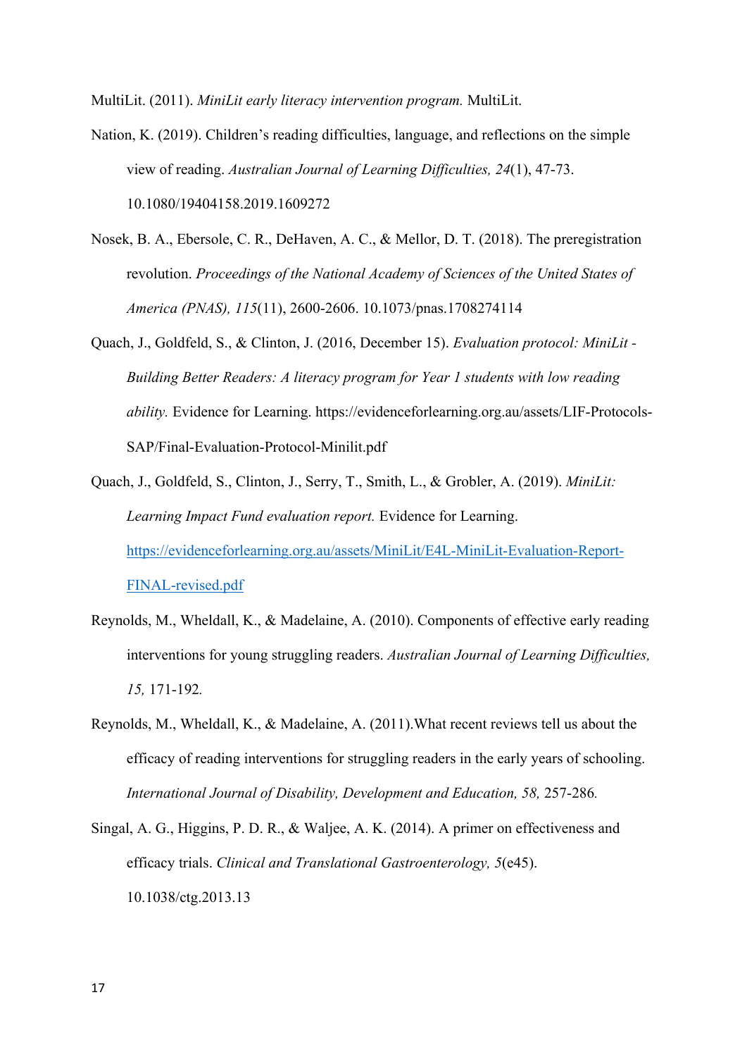MultiLit. (2011). *MiniLit early literacy intervention program.* MultiLit.

Nation, K. (2019). Children's reading difficulties, language, and reflections on the simple view of reading. *Australian Journal of Learning Difficulties, 24*(1), 47-73. 10.1080/19404158.2019.1609272

Nosek, B. A., Ebersole, C. R., DeHaven, A. C., & Mellor, D. T. (2018). The preregistration revolution. *Proceedings of the National Academy of Sciences of the United States of America (PNAS), 115*(11), 2600-2606. 10.1073/pnas.1708274114

Quach, J., Goldfeld, S., & Clinton, J. (2016, December 15). *Evaluation protocol: MiniLit - Building Better Readers: A literacy program for Year 1 students with low reading ability.* Evidence for Learning. https://evidenceforlearning.org.au/assets/LIF-Protocols-SAP/Final-Evaluation-Protocol-Minilit.pdf

Quach, J., Goldfeld, S., Clinton, J., Serry, T., Smith, L., & Grobler, A. (2019). *MiniLit: Learning Impact Fund evaluation report.* Evidence for Learning. https://evidenceforlearning.org.au/assets/MiniLit/E4L-MiniLit-Evaluation-Report-FINAL-revised.pdf

Reynolds, M., Wheldall, K., & Madelaine, A. (2010). Components of effective early reading interventions for young struggling readers. *Australian Journal of Learning Difficulties, 15,* 171-192.

Reynolds, M., Wheldall, K., & Madelaine, A. (2011).What recent reviews tell us about the efficacy of reading interventions for struggling readers in the early years of schooling. *International Journal of Disability, Development and Education, 58,* 257-286.

Singal, A. G., Higgins, P. D. R., & Waljee, A. K. (2014). A primer on effectiveness and efficacy trials. *Clinical and Translational Gastroenterology, 5*(e45). 10.1038/ctg.2013.13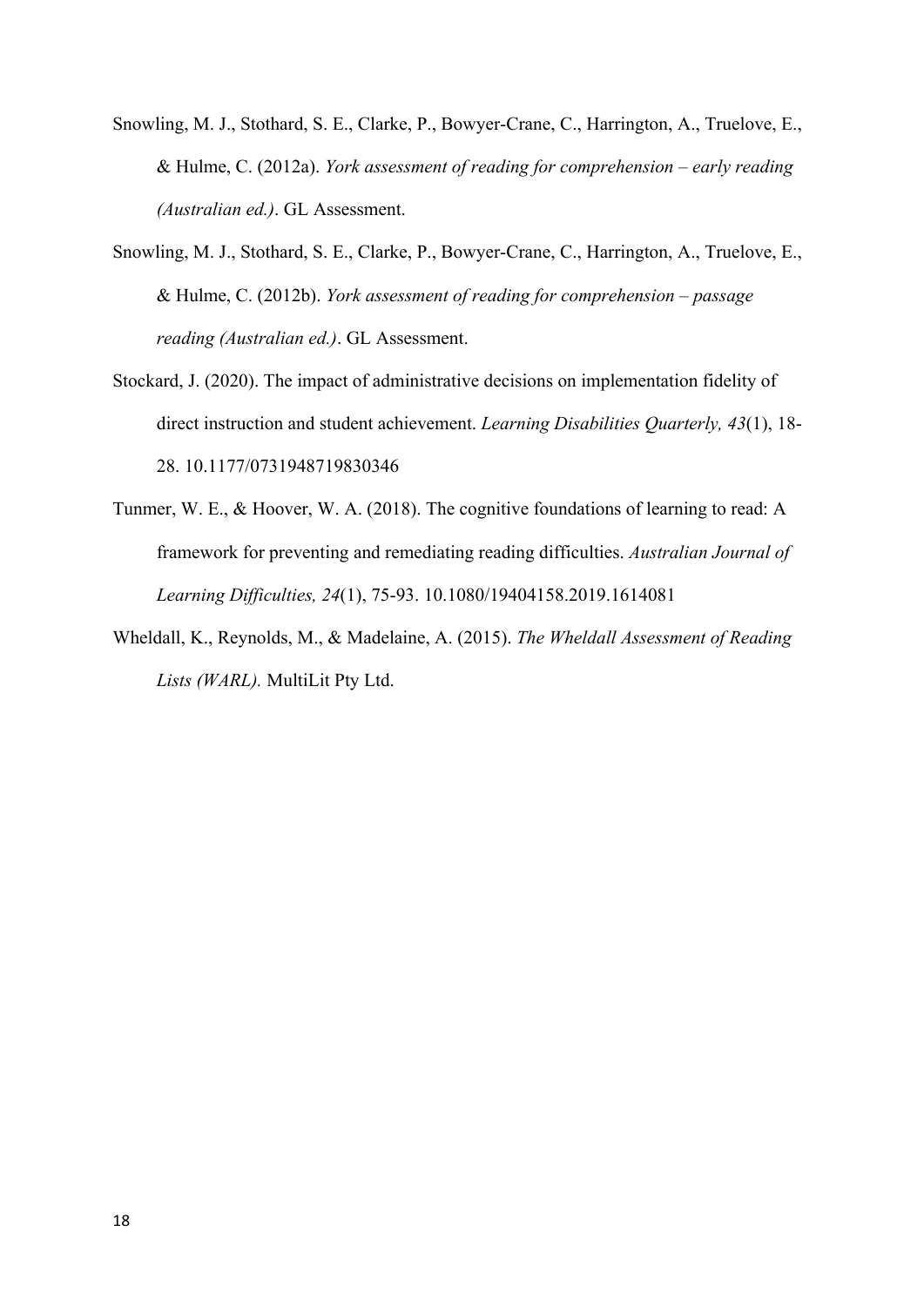Snowling, M. J., Stothard, S. E., Clarke, P., Bowyer-Crane, C., Harrington, A., Truelove, E., & Hulme, C. (2012a). *York assessment of reading for comprehension – early reading (Australian ed.)*. GL Assessment.

Snowling, M. J., Stothard, S. E., Clarke, P., Bowyer-Crane, C., Harrington, A., Truelove, E., & Hulme, C. (2012b). *York assessment of reading for comprehension – passage reading (Australian ed.)*. GL Assessment.

Stockard, J. (2020). The impact of administrative decisions on implementation fidelity of direct instruction and student achievement. *Learning Disabilities Quarterly, 43*(1), 18-28. 10.1177/0731948719830346

Tunmer, W. E., & Hoover, W. A. (2018). The cognitive foundations of learning to read: A framework for preventing and remediating reading difficulties. *Australian Journal of Learning Difficulties, 24*(1), 75-93. 10.1080/19404158.2019.1614081

Wheldall, K., Reynolds, M., & Madelaine, A. (2015). *The Wheldall Assessment of Reading Lists (WARL).* MultiLit Pty Ltd.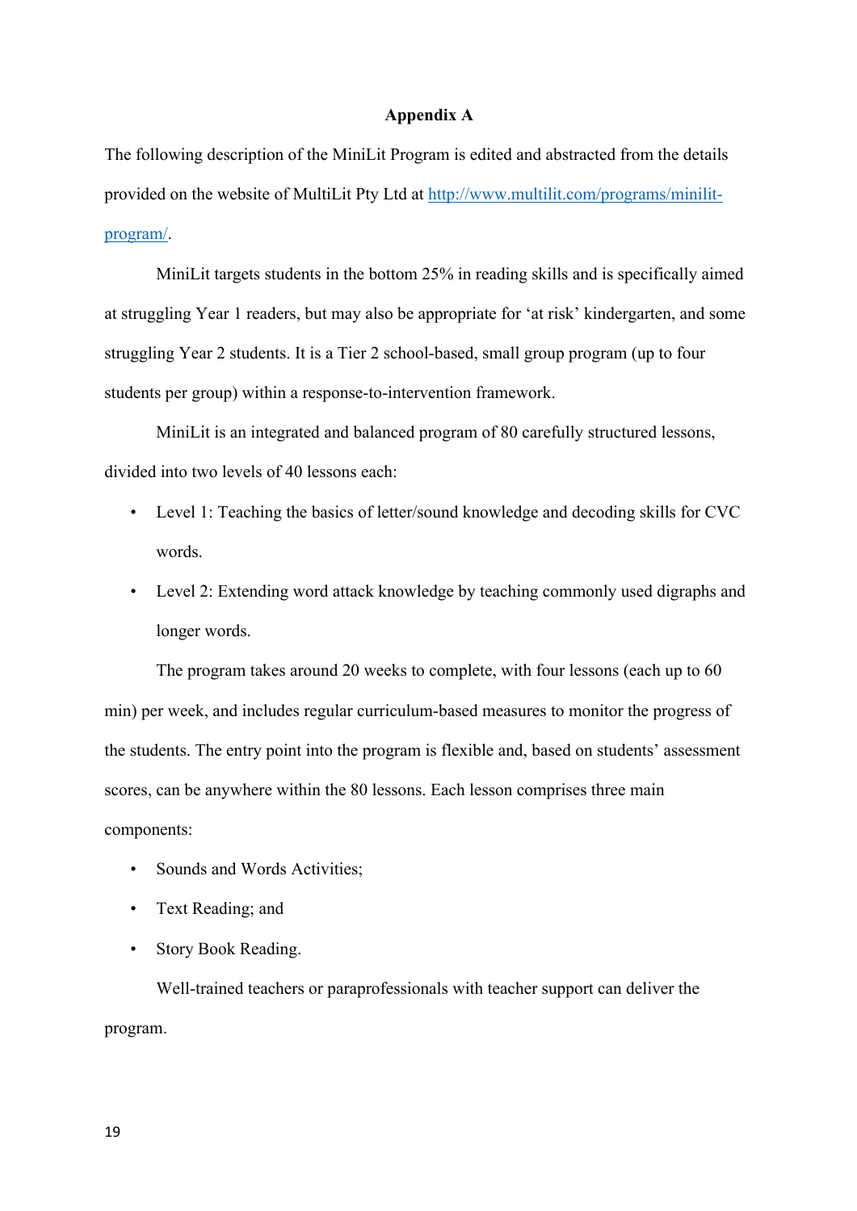## Appendix A

The following description of the MiniLit Program is edited and abstracted from the details provided on the website of MultiLit Pty Ltd at [http://www.multilit.com/programs/minilit-program/](http://www.multilit.com/programs/minilit-program/).

MiniLit targets students in the bottom 25% in reading skills and is specifically aimed at struggling Year 1 readers, but may also be appropriate for 'at risk' kindergarten, and some struggling Year 2 students. It is a Tier 2 school-based, small group program (up to four students per group) within a response-to-intervention framework.

MiniLit is an integrated and balanced program of 80 carefully structured lessons, divided into two levels of 40 lessons each:

- Level 1: Teaching the basics of letter/sound knowledge and decoding skills for CVC words.
- Level 2: Extending word attack knowledge by teaching commonly used digraphs and longer words.

The program takes around 20 weeks to complete, with four lessons (each up to 60 min) per week, and includes regular curriculum-based measures to monitor the progress of the students. The entry point into the program is flexible and, based on students' assessment scores, can be anywhere within the 80 lessons. Each lesson comprises three main components:

- Sounds and Words Activities;
- Text Reading; and
- Story Book Reading.

Well-trained teachers or paraprofessionals with teacher support can deliver the program.